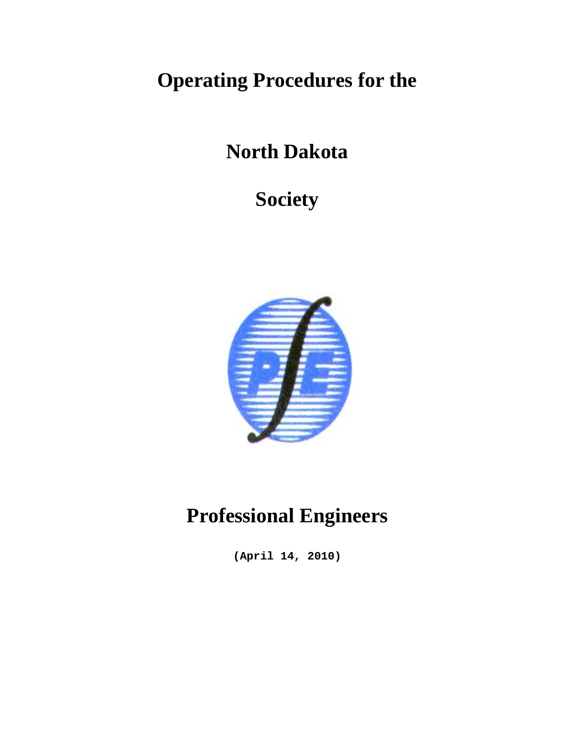# Operating Procedures for the

# North Dakota

# Society

# Professional Engineers

**(April 14, 2010)**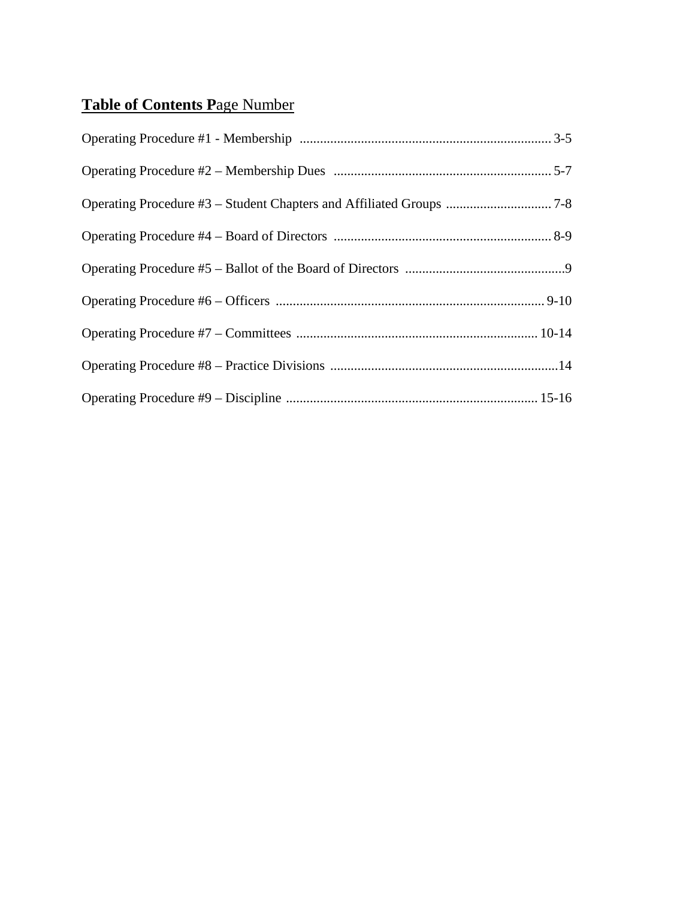**Table of Contents P**age Number

Operating Procedure #1 - Membership .......................................................................... 3-5

Operating Procedure #2 – Membership Dues ................................................................ 5-7

Operating Procedure #3 – Student Chapters and Affiliated Groups ............................... 7-8

Operating Procedure #4 – Board of Directors ................................................................ 8-9

Operating Procedure #5 – Ballot of the Board of Directors ...............................................9

Operating Procedure #6 – Officers ............................................................................... 9-10

Operating Procedure #7 – Committees ....................................................................... 10-14

Operating Procedure #8 – Practice Divisions ...................................................................14

Operating Procedure #9 – Discipline .......................................................................... 15-16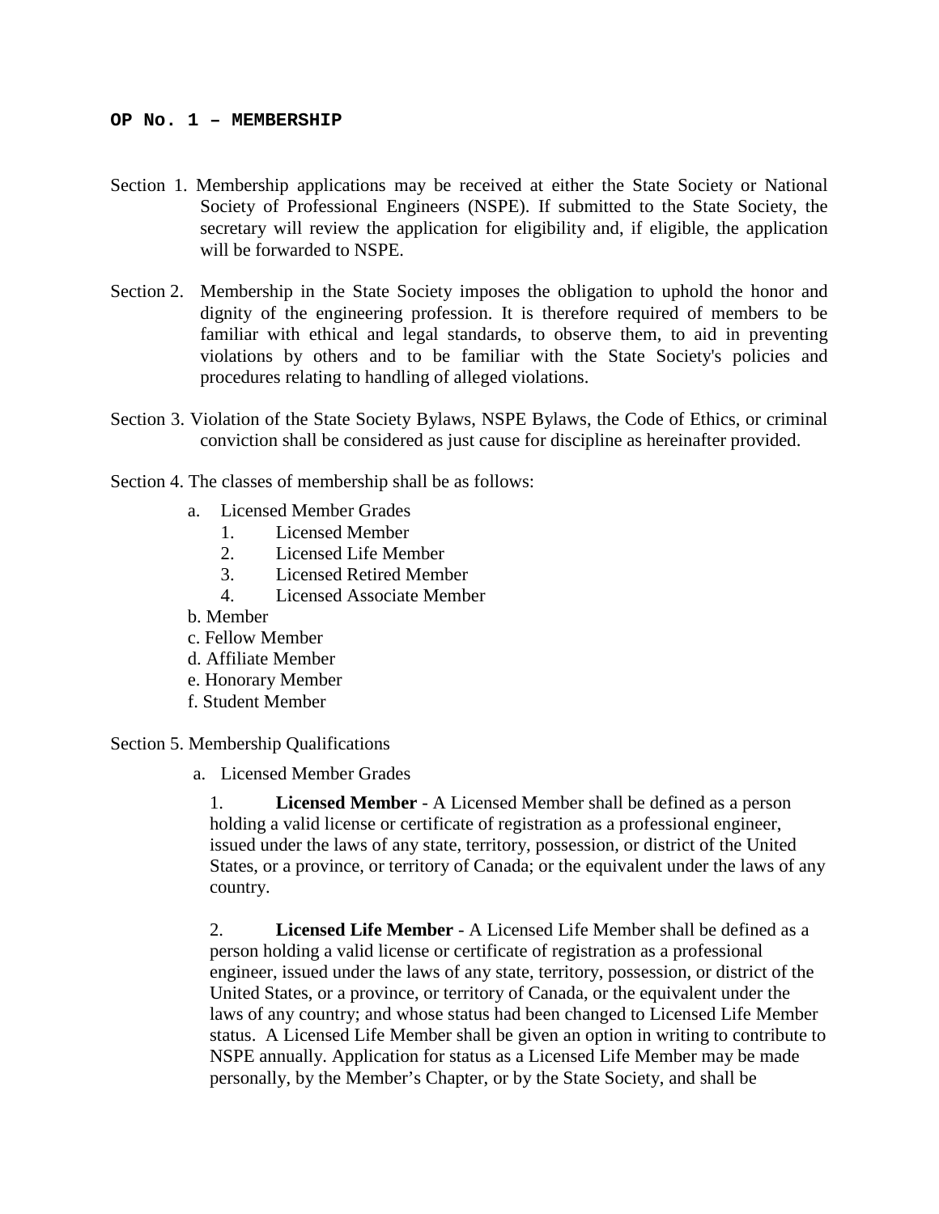## OP No. 1 – MEMBERSHIP

Section 1. Membership applications may be received at either the State Society or National Society of Professional Engineers (NSPE). If submitted to the State Society, the secretary will review the application for eligibility and, if eligible, the application will be forwarded to NSPE.

Section 2. Membership in the State Society imposes the obligation to uphold the honor and dignity of the engineering profession. It is therefore required of members to be familiar with ethical and legal standards, to observe them, to aid in preventing violations by others and to be familiar with the State Society's policies and procedures relating to handling of alleged violations.

Section 3. Violation of the State Society Bylaws, NSPE Bylaws, the Code of Ethics, or criminal conviction shall be considered as just cause for discipline as hereinafter provided.

Section 4. The classes of membership shall be as follows:

- a. Licensed Member Grades
  1. Licensed Member
  2. Licensed Life Member
  3. Licensed Retired Member
  4. Licensed Associate Member
- b. Member
- c. Fellow Member
- d. Affiliate Member
- e. Honorary Member
- f. Student Member

Section 5. Membership Qualifications

a. Licensed Member Grades

1. **Licensed Member** - A Licensed Member shall be defined as a person holding a valid license or certificate of registration as a professional engineer, issued under the laws of any state, territory, possession, or district of the United States, or a province, or territory of Canada; or the equivalent under the laws of any country.

2. **Licensed Life Member** - A Licensed Life Member shall be defined as a person holding a valid license or certificate of registration as a professional engineer, issued under the laws of any state, territory, possession, or district of the United States, or a province, or territory of Canada, or the equivalent under the laws of any country; and whose status had been changed to Licensed Life Member status. A Licensed Life Member shall be given an option in writing to contribute to NSPE annually. Application for status as a Licensed Life Member may be made personally, by the Member's Chapter, or by the State Society, and shall be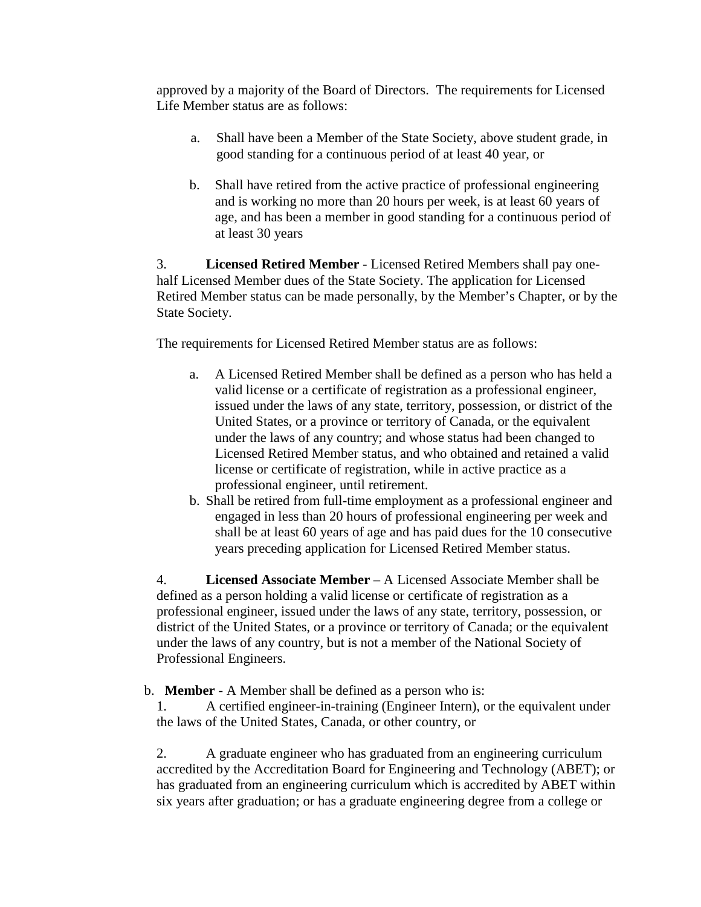approved by a majority of the Board of Directors. The requirements for Licensed Life Member status are as follows:

a. Shall have been a Member of the State Society, above student grade, in good standing for a continuous period of at least 40 year, or

b. Shall have retired from the active practice of professional engineering and is working no more than 20 hours per week, is at least 60 years of age, and has been a member in good standing for a continuous period of at least 30 years

3. **Licensed Retired Member** - Licensed Retired Members shall pay one-half Licensed Member dues of the State Society. The application for Licensed Retired Member status can be made personally, by the Member's Chapter, or by the State Society.

The requirements for Licensed Retired Member status are as follows:

a. A Licensed Retired Member shall be defined as a person who has held a valid license or a certificate of registration as a professional engineer, issued under the laws of any state, territory, possession, or district of the United States, or a province or territory of Canada, or the equivalent under the laws of any country; and whose status had been changed to Licensed Retired Member status, and who obtained and retained a valid license or certificate of registration, while in active practice as a professional engineer, until retirement.

b. Shall be retired from full-time employment as a professional engineer and engaged in less than 20 hours of professional engineering per week and shall be at least 60 years of age and has paid dues for the 10 consecutive years preceding application for Licensed Retired Member status.

4. **Licensed Associate Member** – A Licensed Associate Member shall be defined as a person holding a valid license or certificate of registration as a professional engineer, issued under the laws of any state, territory, possession, or district of the United States, or a province or territory of Canada; or the equivalent under the laws of any country, but is not a member of the National Society of Professional Engineers.

b. **Member** - A Member shall be defined as a person who is:

1. A certified engineer-in-training (Engineer Intern), or the equivalent under the laws of the United States, Canada, or other country, or

2. A graduate engineer who has graduated from an engineering curriculum accredited by the Accreditation Board for Engineering and Technology (ABET); or has graduated from an engineering curriculum which is accredited by ABET within six years after graduation; or has a graduate engineering degree from a college or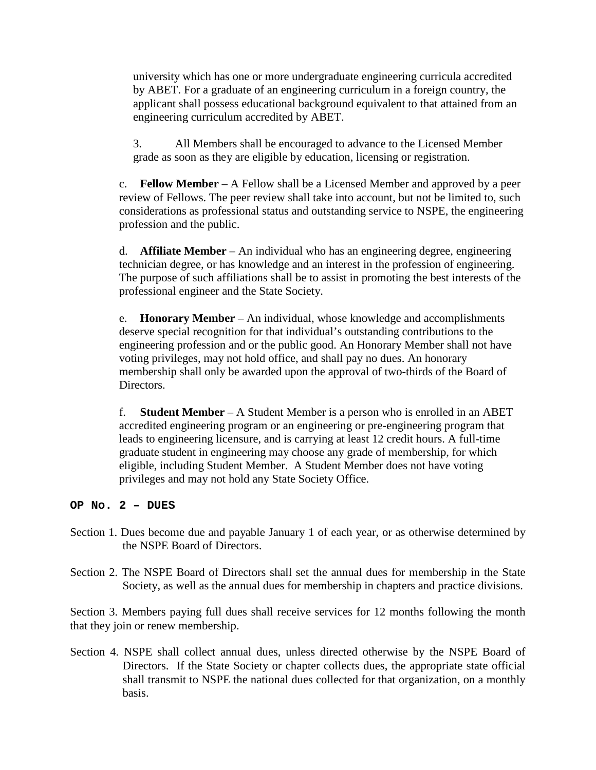university which has one or more undergraduate engineering curricula accredited by ABET. For a graduate of an engineering curriculum in a foreign country, the applicant shall possess educational background equivalent to that attained from an engineering curriculum accredited by ABET.

3. All Members shall be encouraged to advance to the Licensed Member grade as soon as they are eligible by education, licensing or registration.

c. **Fellow Member** – A Fellow shall be a Licensed Member and approved by a peer review of Fellows. The peer review shall take into account, but not be limited to, such considerations as professional status and outstanding service to NSPE, the engineering profession and the public.

d. **Affiliate Member** – An individual who has an engineering degree, engineering technician degree, or has knowledge and an interest in the profession of engineering. The purpose of such affiliations shall be to assist in promoting the best interests of the professional engineer and the State Society.

e. **Honorary Member** – An individual, whose knowledge and accomplishments deserve special recognition for that individual's outstanding contributions to the engineering profession and or the public good. An Honorary Member shall not have voting privileges, may not hold office, and shall pay no dues. An honorary membership shall only be awarded upon the approval of two-thirds of the Board of Directors.

f. **Student Member** – A Student Member is a person who is enrolled in an ABET accredited engineering program or an engineering or pre-engineering program that leads to engineering licensure, and is carrying at least 12 credit hours. A full-time graduate student in engineering may choose any grade of membership, for which eligible, including Student Member. A Student Member does not have voting privileges and may not hold any State Society Office.

## OP No. 2 – DUES

Section 1. Dues become due and payable January 1 of each year, or as otherwise determined by the NSPE Board of Directors.

Section 2. The NSPE Board of Directors shall set the annual dues for membership in the State Society, as well as the annual dues for membership in chapters and practice divisions.

Section 3. Members paying full dues shall receive services for 12 months following the month that they join or renew membership.

Section 4. NSPE shall collect annual dues, unless directed otherwise by the NSPE Board of Directors. If the State Society or chapter collects dues, the appropriate state official shall transmit to NSPE the national dues collected for that organization, on a monthly basis.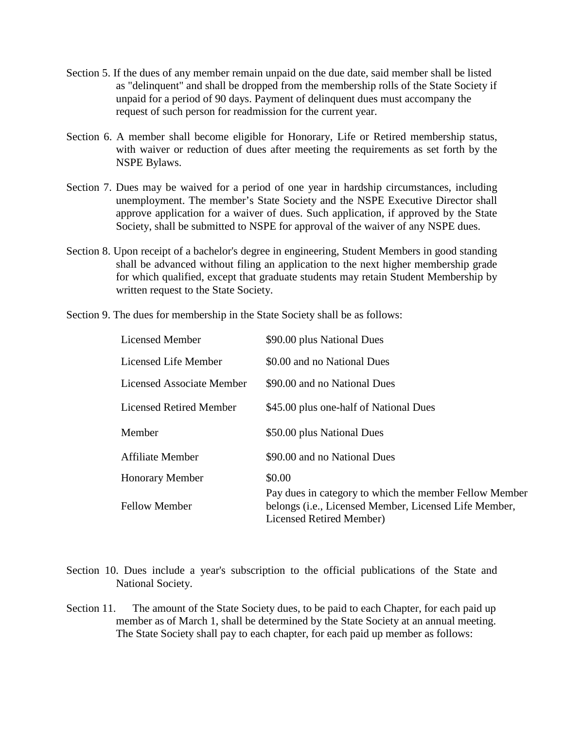Section 5. If the dues of any member remain unpaid on the due date, said member shall be listed as "delinquent" and shall be dropped from the membership rolls of the State Society if unpaid for a period of 90 days. Payment of delinquent dues must accompany the request of such person for readmission for the current year.

Section 6. A member shall become eligible for Honorary, Life or Retired membership status, with waiver or reduction of dues after meeting the requirements as set forth by the NSPE Bylaws.

Section 7. Dues may be waived for a period of one year in hardship circumstances, including unemployment. The member's State Society and the NSPE Executive Director shall approve application for a waiver of dues. Such application, if approved by the State Society, shall be submitted to NSPE for approval of the waiver of any NSPE dues.

Section 8. Upon receipt of a bachelor's degree in engineering, Student Members in good standing shall be advanced without filing an application to the next higher membership grade for which qualified, except that graduate students may retain Student Membership by written request to the State Society.

Section 9. The dues for membership in the State Society shall be as follows:

| | |
|---|---|
| Licensed Member | $90.00 plus National Dues |
| Licensed Life Member | $0.00 and no National Dues |
| Licensed Associate Member | $90.00 and no National Dues |
| Licensed Retired Member | $45.00 plus one-half of National Dues |
| Member | $50.00 plus National Dues |
| Affiliate Member | $90.00 and no National Dues |
| Honorary Member | $0.00 |
| Fellow Member | Pay dues in category to which the member Fellow Member belongs (i.e., Licensed Member, Licensed Life Member, Licensed Retired Member) |

Section 10. Dues include a year's subscription to the official publications of the State and National Society.

Section 11. The amount of the State Society dues, to be paid to each Chapter, for each paid up member as of March 1, shall be determined by the State Society at an annual meeting. The State Society shall pay to each chapter, for each paid up member as follows: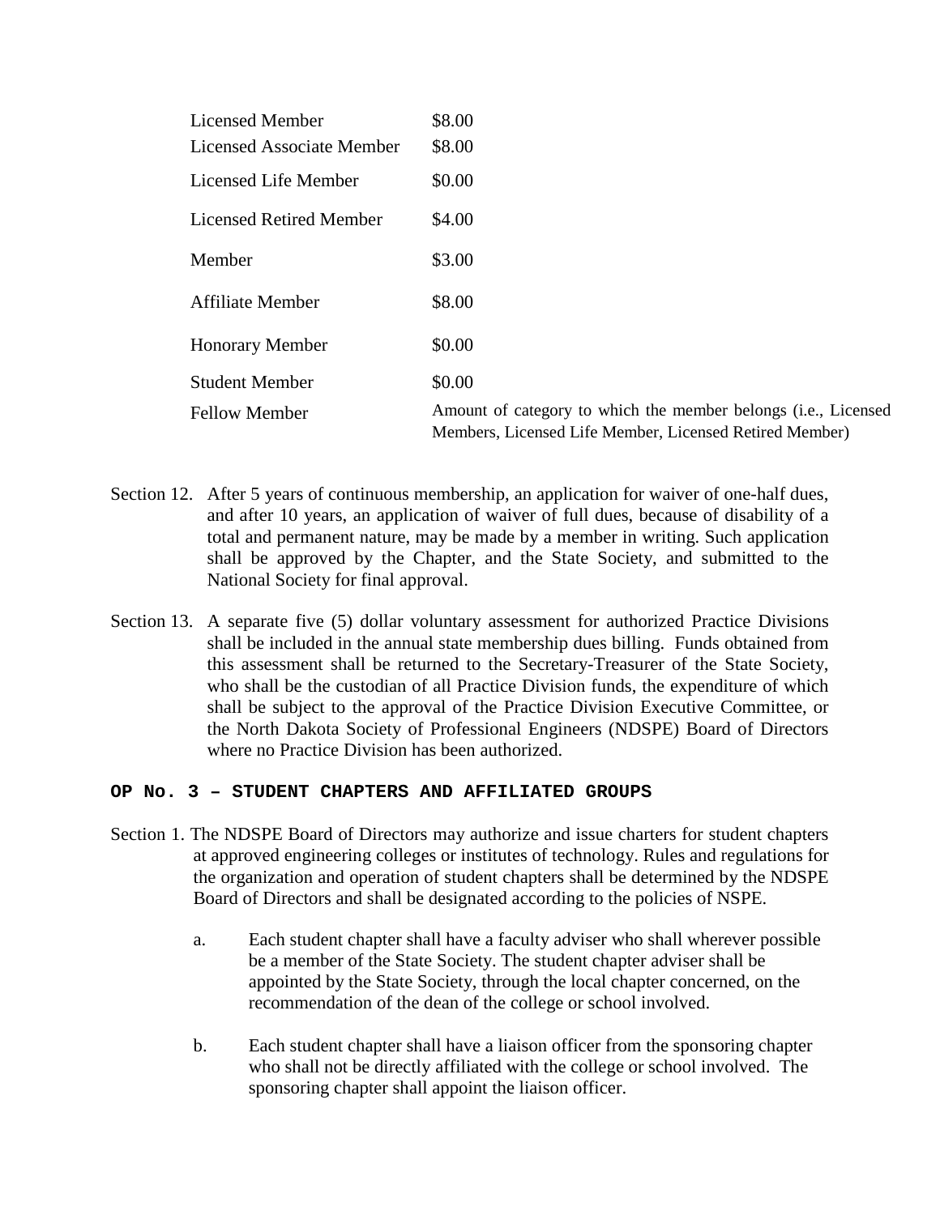| | |
|---|---|
| Licensed Member | \$8.00 |
| Licensed Associate Member | \$8.00 |
| Licensed Life Member | \$0.00 |
| Licensed Retired Member | \$4.00 |
| Member | \$3.00 |
| Affiliate Member | \$8.00 |
| Honorary Member | \$0.00 |
| Student Member | \$0.00 |
| Fellow Member | Amount of category to which the member belongs (i.e., Licensed Members, Licensed Life Member, Licensed Retired Member) |

Section 12. After 5 years of continuous membership, an application for waiver of one-half dues, and after 10 years, an application of waiver of full dues, because of disability of a total and permanent nature, may be made by a member in writing. Such application shall be approved by the Chapter, and the State Society, and submitted to the National Society for final approval.

Section 13. A separate five (5) dollar voluntary assessment for authorized Practice Divisions shall be included in the annual state membership dues billing. Funds obtained from this assessment shall be returned to the Secretary-Treasurer of the State Society, who shall be the custodian of all Practice Division funds, the expenditure of which shall be subject to the approval of the Practice Division Executive Committee, or the North Dakota Society of Professional Engineers (NDSPE) Board of Directors where no Practice Division has been authorized.

## OP No. 3 – STUDENT CHAPTERS AND AFFILIATED GROUPS

Section 1. The NDSPE Board of Directors may authorize and issue charters for student chapters at approved engineering colleges or institutes of technology. Rules and regulations for the organization and operation of student chapters shall be determined by the NDSPE Board of Directors and shall be designated according to the policies of NSPE.

a. Each student chapter shall have a faculty adviser who shall wherever possible be a member of the State Society. The student chapter adviser shall be appointed by the State Society, through the local chapter concerned, on the recommendation of the dean of the college or school involved.

b. Each student chapter shall have a liaison officer from the sponsoring chapter who shall not be directly affiliated with the college or school involved. The sponsoring chapter shall appoint the liaison officer.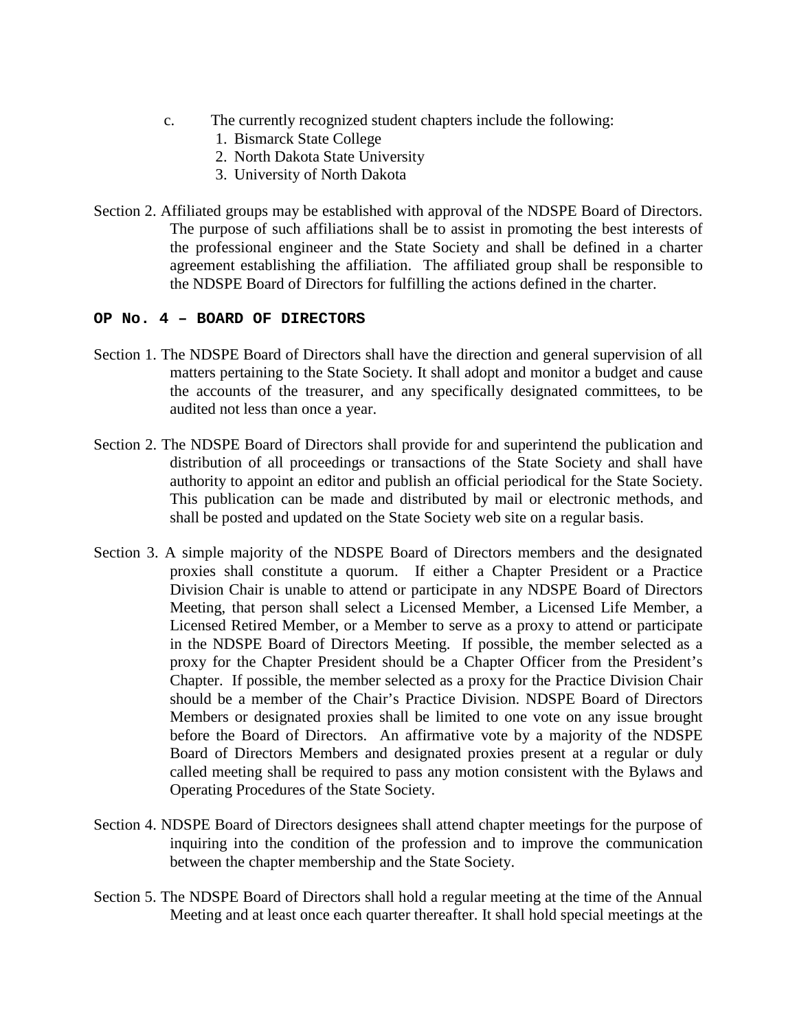c. The currently recognized student chapters include the following:
   1. Bismarck State College
   2. North Dakota State University
   3. University of North Dakota

Section 2. Affiliated groups may be established with approval of the NDSPE Board of Directors. The purpose of such affiliations shall be to assist in promoting the best interests of the professional engineer and the State Society and shall be defined in a charter agreement establishing the affiliation. The affiliated group shall be responsible to the NDSPE Board of Directors for fulfilling the actions defined in the charter.

### OP No. 4 – BOARD OF DIRECTORS

Section 1. The NDSPE Board of Directors shall have the direction and general supervision of all matters pertaining to the State Society. It shall adopt and monitor a budget and cause the accounts of the treasurer, and any specifically designated committees, to be audited not less than once a year.

Section 2. The NDSPE Board of Directors shall provide for and superintend the publication and distribution of all proceedings or transactions of the State Society and shall have authority to appoint an editor and publish an official periodical for the State Society. This publication can be made and distributed by mail or electronic methods, and shall be posted and updated on the State Society web site on a regular basis.

Section 3. A simple majority of the NDSPE Board of Directors members and the designated proxies shall constitute a quorum. If either a Chapter President or a Practice Division Chair is unable to attend or participate in any NDSPE Board of Directors Meeting, that person shall select a Licensed Member, a Licensed Life Member, a Licensed Retired Member, or a Member to serve as a proxy to attend or participate in the NDSPE Board of Directors Meeting. If possible, the member selected as a proxy for the Chapter President should be a Chapter Officer from the President's Chapter. If possible, the member selected as a proxy for the Practice Division Chair should be a member of the Chair's Practice Division. NDSPE Board of Directors Members or designated proxies shall be limited to one vote on any issue brought before the Board of Directors. An affirmative vote by a majority of the NDSPE Board of Directors Members and designated proxies present at a regular or duly called meeting shall be required to pass any motion consistent with the Bylaws and Operating Procedures of the State Society.

Section 4. NDSPE Board of Directors designees shall attend chapter meetings for the purpose of inquiring into the condition of the profession and to improve the communication between the chapter membership and the State Society.

Section 5. The NDSPE Board of Directors shall hold a regular meeting at the time of the Annual Meeting and at least once each quarter thereafter. It shall hold special meetings at the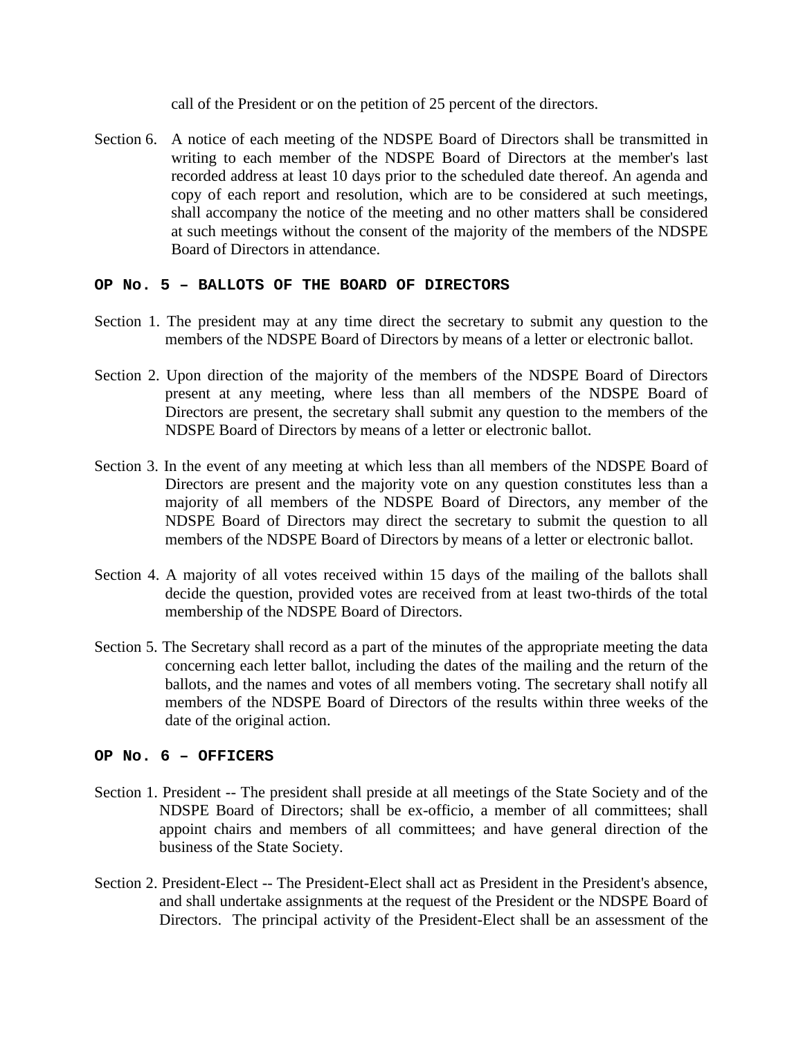call of the President or on the petition of 25 percent of the directors.

Section 6. A notice of each meeting of the NDSPE Board of Directors shall be transmitted in writing to each member of the NDSPE Board of Directors at the member's last recorded address at least 10 days prior to the scheduled date thereof. An agenda and copy of each report and resolution, which are to be considered at such meetings, shall accompany the notice of the meeting and no other matters shall be considered at such meetings without the consent of the majority of the members of the NDSPE Board of Directors in attendance.

## OP No. 5 – BALLOTS OF THE BOARD OF DIRECTORS

Section 1. The president may at any time direct the secretary to submit any question to the members of the NDSPE Board of Directors by means of a letter or electronic ballot.

Section 2. Upon direction of the majority of the members of the NDSPE Board of Directors present at any meeting, where less than all members of the NDSPE Board of Directors are present, the secretary shall submit any question to the members of the NDSPE Board of Directors by means of a letter or electronic ballot.

Section 3. In the event of any meeting at which less than all members of the NDSPE Board of Directors are present and the majority vote on any question constitutes less than a majority of all members of the NDSPE Board of Directors, any member of the NDSPE Board of Directors may direct the secretary to submit the question to all members of the NDSPE Board of Directors by means of a letter or electronic ballot.

Section 4. A majority of all votes received within 15 days of the mailing of the ballots shall decide the question, provided votes are received from at least two-thirds of the total membership of the NDSPE Board of Directors.

Section 5. The Secretary shall record as a part of the minutes of the appropriate meeting the data concerning each letter ballot, including the dates of the mailing and the return of the ballots, and the names and votes of all members voting. The secretary shall notify all members of the NDSPE Board of Directors of the results within three weeks of the date of the original action.

## OP No. 6 – OFFICERS

Section 1. President -- The president shall preside at all meetings of the State Society and of the NDSPE Board of Directors; shall be ex-officio, a member of all committees; shall appoint chairs and members of all committees; and have general direction of the business of the State Society.

Section 2. President-Elect -- The President-Elect shall act as President in the President's absence, and shall undertake assignments at the request of the President or the NDSPE Board of Directors. The principal activity of the President-Elect shall be an assessment of the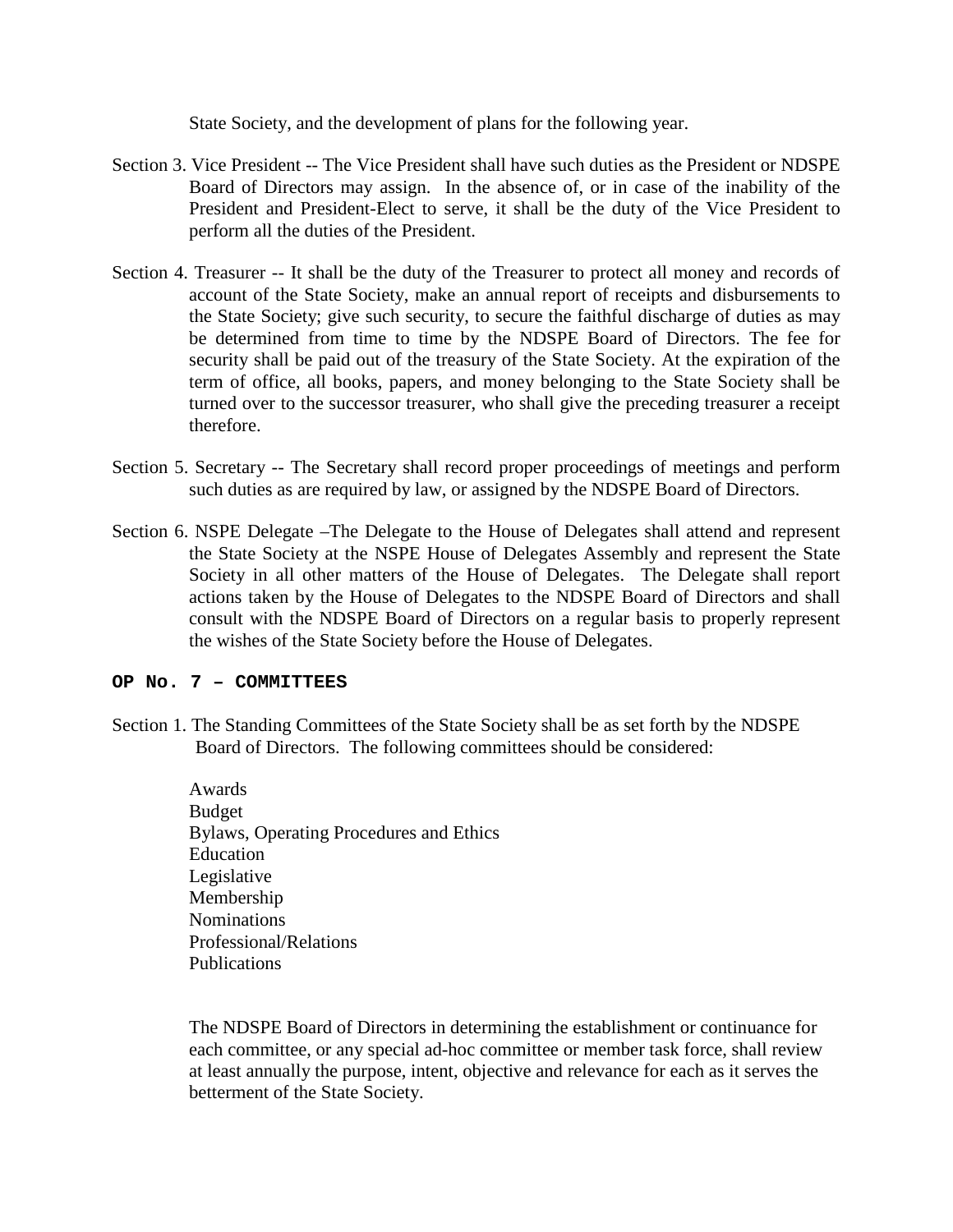State Society, and the development of plans for the following year.

Section 3. Vice President -- The Vice President shall have such duties as the President or NDSPE Board of Directors may assign. In the absence of, or in case of the inability of the President and President-Elect to serve, it shall be the duty of the Vice President to perform all the duties of the President.

Section 4. Treasurer -- It shall be the duty of the Treasurer to protect all money and records of account of the State Society, make an annual report of receipts and disbursements to the State Society; give such security, to secure the faithful discharge of duties as may be determined from time to time by the NDSPE Board of Directors. The fee for security shall be paid out of the treasury of the State Society. At the expiration of the term of office, all books, papers, and money belonging to the State Society shall be turned over to the successor treasurer, who shall give the preceding treasurer a receipt therefore.

Section 5. Secretary -- The Secretary shall record proper proceedings of meetings and perform such duties as are required by law, or assigned by the NDSPE Board of Directors.

Section 6. NSPE Delegate –The Delegate to the House of Delegates shall attend and represent the State Society at the NSPE House of Delegates Assembly and represent the State Society in all other matters of the House of Delegates. The Delegate shall report actions taken by the House of Delegates to the NDSPE Board of Directors and shall consult with the NDSPE Board of Directors on a regular basis to properly represent the wishes of the State Society before the House of Delegates.

## OP No. 7 – COMMITTEES

Section 1. The Standing Committees of the State Society shall be as set forth by the NDSPE Board of Directors. The following committees should be considered:

Awards
Budget
Bylaws, Operating Procedures and Ethics
Education
Legislative
Membership
Nominations
Professional/Relations
Publications

The NDSPE Board of Directors in determining the establishment or continuance for each committee, or any special ad-hoc committee or member task force, shall review at least annually the purpose, intent, objective and relevance for each as it serves the betterment of the State Society.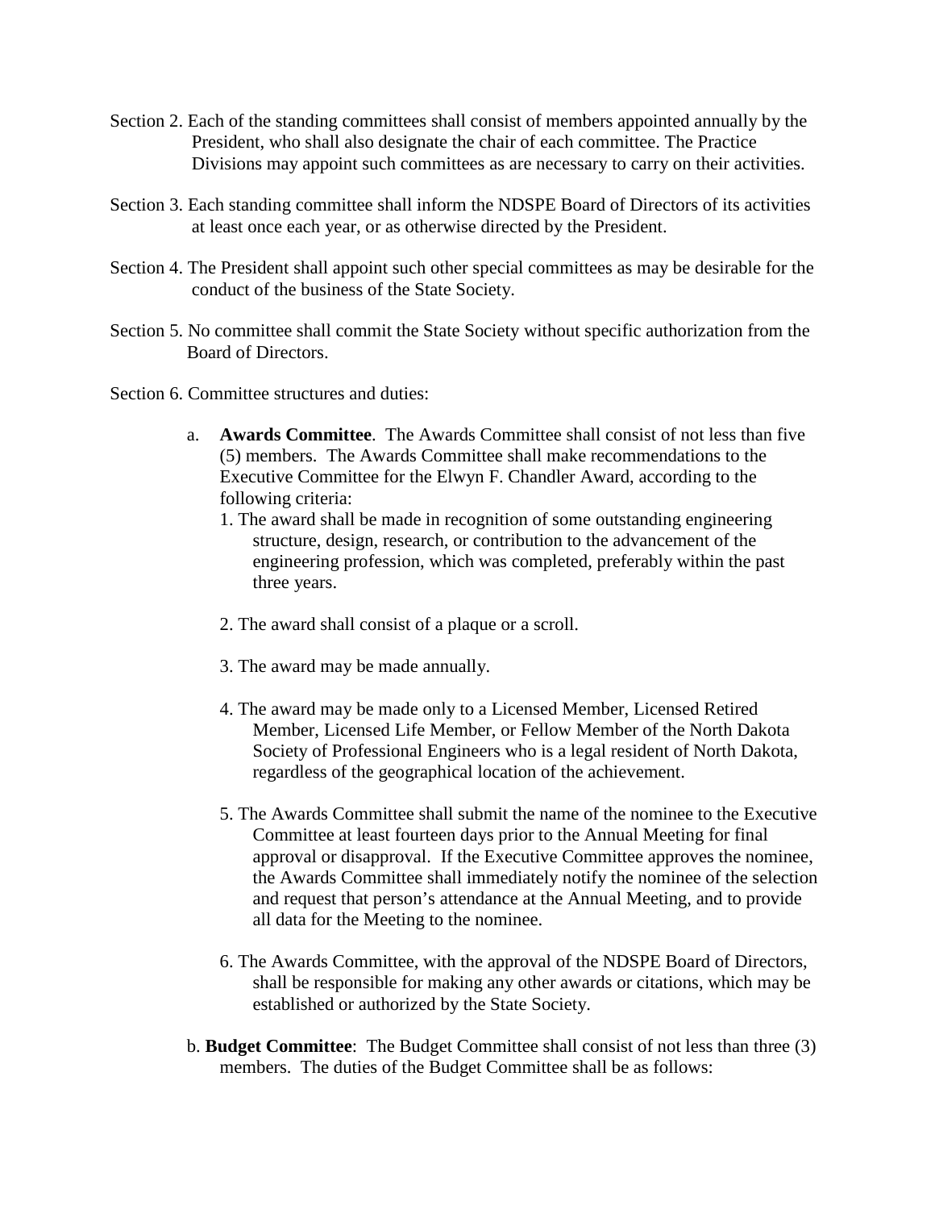Section 2. Each of the standing committees shall consist of members appointed annually by the President, who shall also designate the chair of each committee. The Practice Divisions may appoint such committees as are necessary to carry on their activities.

Section 3. Each standing committee shall inform the NDSPE Board of Directors of its activities at least once each year, or as otherwise directed by the President.

Section 4. The President shall appoint such other special committees as may be desirable for the conduct of the business of the State Society.

Section 5. No committee shall commit the State Society without specific authorization from the Board of Directors.

Section 6. Committee structures and duties:

a. **Awards Committee**. The Awards Committee shall consist of not less than five (5) members. The Awards Committee shall make recommendations to the Executive Committee for the Elwyn F. Chandler Award, according to the following criteria:

   1. The award shall be made in recognition of some outstanding engineering structure, design, research, or contribution to the advancement of the engineering profession, which was completed, preferably within the past three years.

   2. The award shall consist of a plaque or a scroll.

   3. The award may be made annually.

   4. The award may be made only to a Licensed Member, Licensed Retired Member, Licensed Life Member, or Fellow Member of the North Dakota Society of Professional Engineers who is a legal resident of North Dakota, regardless of the geographical location of the achievement.

   5. The Awards Committee shall submit the name of the nominee to the Executive Committee at least fourteen days prior to the Annual Meeting for final approval or disapproval. If the Executive Committee approves the nominee, the Awards Committee shall immediately notify the nominee of the selection and request that person's attendance at the Annual Meeting, and to provide all data for the Meeting to the nominee.

   6. The Awards Committee, with the approval of the NDSPE Board of Directors, shall be responsible for making any other awards or citations, which may be established or authorized by the State Society.

b. **Budget Committee**: The Budget Committee shall consist of not less than three (3) members. The duties of the Budget Committee shall be as follows: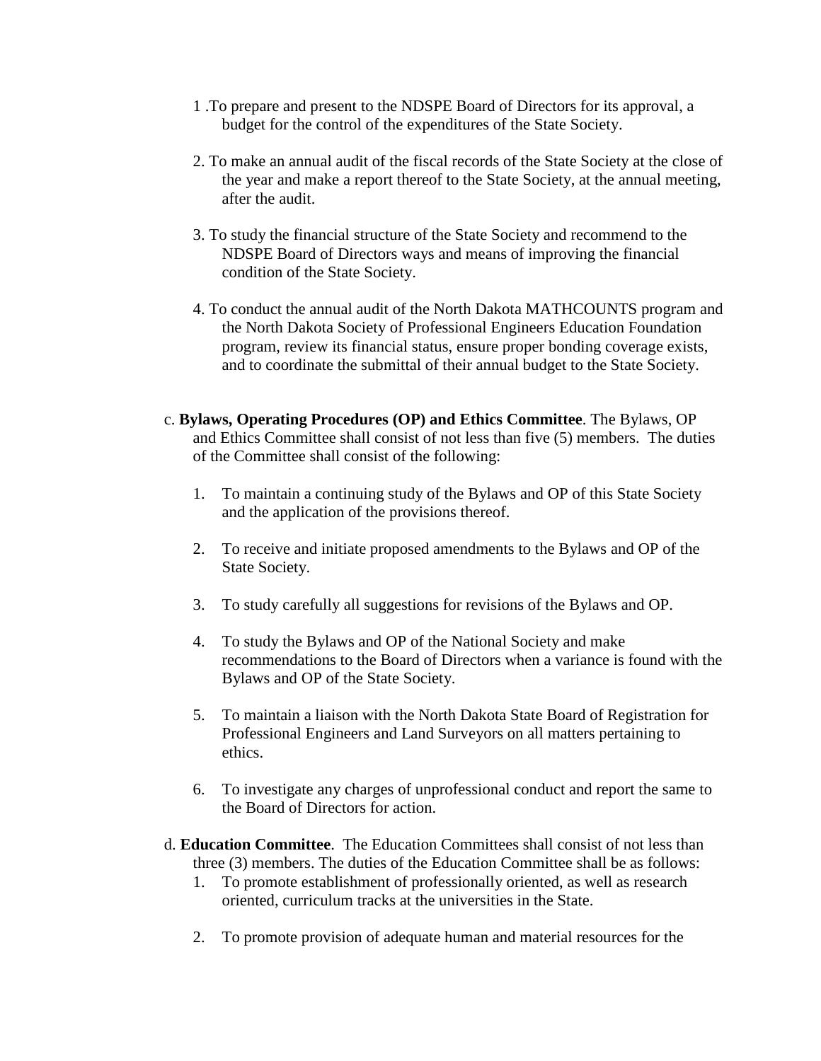1 .To prepare and present to the NDSPE Board of Directors for its approval, a budget for the control of the expenditures of the State Society.

2. To make an annual audit of the fiscal records of the State Society at the close of the year and make a report thereof to the State Society, at the annual meeting, after the audit.

3. To study the financial structure of the State Society and recommend to the NDSPE Board of Directors ways and means of improving the financial condition of the State Society.

4. To conduct the annual audit of the North Dakota MATHCOUNTS program and the North Dakota Society of Professional Engineers Education Foundation program, review its financial status, ensure proper bonding coverage exists, and to coordinate the submittal of their annual budget to the State Society.

c. **Bylaws, Operating Procedures (OP) and Ethics Committee**. The Bylaws, OP and Ethics Committee shall consist of not less than five (5) members. The duties of the Committee shall consist of the following:

1. To maintain a continuing study of the Bylaws and OP of this State Society and the application of the provisions thereof.
2. To receive and initiate proposed amendments to the Bylaws and OP of the State Society.
3. To study carefully all suggestions for revisions of the Bylaws and OP.
4. To study the Bylaws and OP of the National Society and make recommendations to the Board of Directors when a variance is found with the Bylaws and OP of the State Society.
5. To maintain a liaison with the North Dakota State Board of Registration for Professional Engineers and Land Surveyors on all matters pertaining to ethics.
6. To investigate any charges of unprofessional conduct and report the same to the Board of Directors for action.

d. **Education Committee**. The Education Committees shall consist of not less than three (3) members. The duties of the Education Committee shall be as follows:

1. To promote establishment of professionally oriented, as well as research oriented, curriculum tracks at the universities in the State.
2. To promote provision of adequate human and material resources for the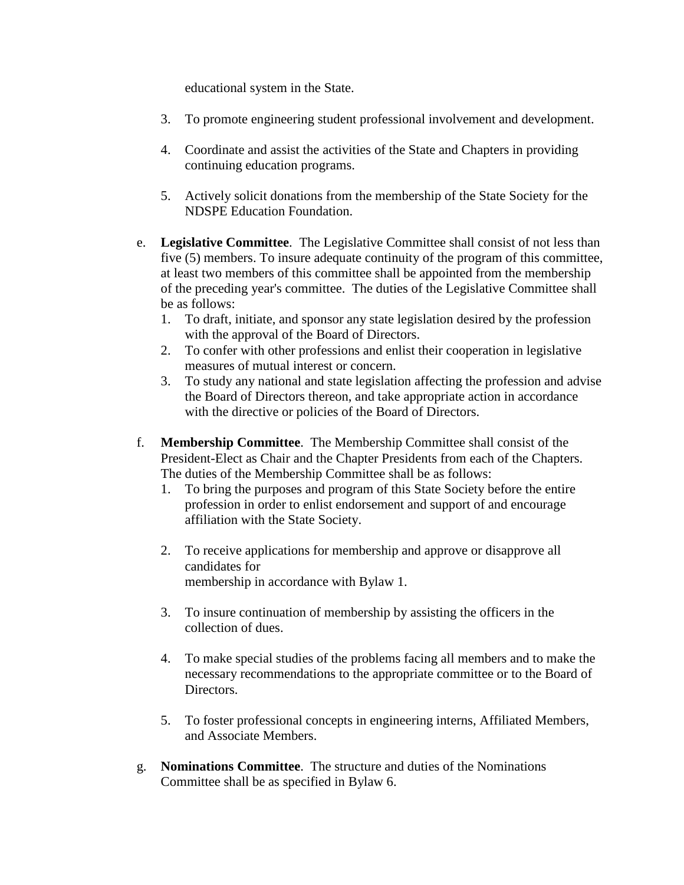educational system in the State.

3. To promote engineering student professional involvement and development.

4. Coordinate and assist the activities of the State and Chapters in providing continuing education programs.

5. Actively solicit donations from the membership of the State Society for the NDSPE Education Foundation.

e. **Legislative Committee**. The Legislative Committee shall consist of not less than five (5) members. To insure adequate continuity of the program of this committee, at least two members of this committee shall be appointed from the membership of the preceding year's committee. The duties of the Legislative Committee shall be as follows:
   1. To draft, initiate, and sponsor any state legislation desired by the profession with the approval of the Board of Directors.
   2. To confer with other professions and enlist their cooperation in legislative measures of mutual interest or concern.
   3. To study any national and state legislation affecting the profession and advise the Board of Directors thereon, and take appropriate action in accordance with the directive or policies of the Board of Directors.

f. **Membership Committee**. The Membership Committee shall consist of the President-Elect as Chair and the Chapter Presidents from each of the Chapters. The duties of the Membership Committee shall be as follows:
   1. To bring the purposes and program of this State Society before the entire profession in order to enlist endorsement and support of and encourage affiliation with the State Society.

   2. To receive applications for membership and approve or disapprove all candidates for membership in accordance with Bylaw 1.

   3. To insure continuation of membership by assisting the officers in the collection of dues.

   4. To make special studies of the problems facing all members and to make the necessary recommendations to the appropriate committee or to the Board of Directors.

   5. To foster professional concepts in engineering interns, Affiliated Members, and Associate Members.

g. **Nominations Committee**. The structure and duties of the Nominations Committee shall be as specified in Bylaw 6.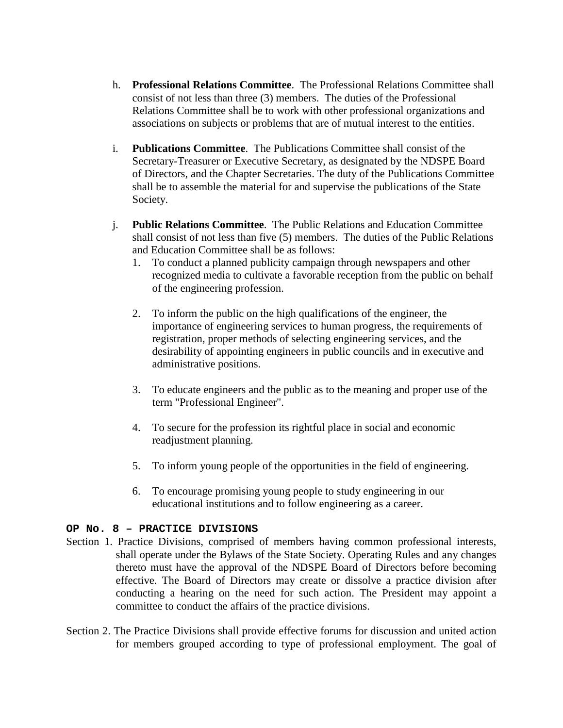h. **Professional Relations Committee**. The Professional Relations Committee shall consist of not less than three (3) members. The duties of the Professional Relations Committee shall be to work with other professional organizations and associations on subjects or problems that are of mutual interest to the entities.

i. **Publications Committee**. The Publications Committee shall consist of the Secretary-Treasurer or Executive Secretary, as designated by the NDSPE Board of Directors, and the Chapter Secretaries. The duty of the Publications Committee shall be to assemble the material for and supervise the publications of the State Society.

j. **Public Relations Committee**. The Public Relations and Education Committee shall consist of not less than five (5) members. The duties of the Public Relations and Education Committee shall be as follows:

   1. To conduct a planned publicity campaign through newspapers and other recognized media to cultivate a favorable reception from the public on behalf of the engineering profession.

   2. To inform the public on the high qualifications of the engineer, the importance of engineering services to human progress, the requirements of registration, proper methods of selecting engineering services, and the desirability of appointing engineers in public councils and in executive and administrative positions.

   3. To educate engineers and the public as to the meaning and proper use of the term "Professional Engineer".

   4. To secure for the profession its rightful place in social and economic readjustment planning.

   5. To inform young people of the opportunities in the field of engineering.

   6. To encourage promising young people to study engineering in our educational institutions and to follow engineering as a career.

### OP No. 8 – PRACTICE DIVISIONS

Section 1. Practice Divisions, comprised of members having common professional interests, shall operate under the Bylaws of the State Society. Operating Rules and any changes thereto must have the approval of the NDSPE Board of Directors before becoming effective. The Board of Directors may create or dissolve a practice division after conducting a hearing on the need for such action. The President may appoint a committee to conduct the affairs of the practice divisions.

Section 2. The Practice Divisions shall provide effective forums for discussion and united action for members grouped according to type of professional employment. The goal of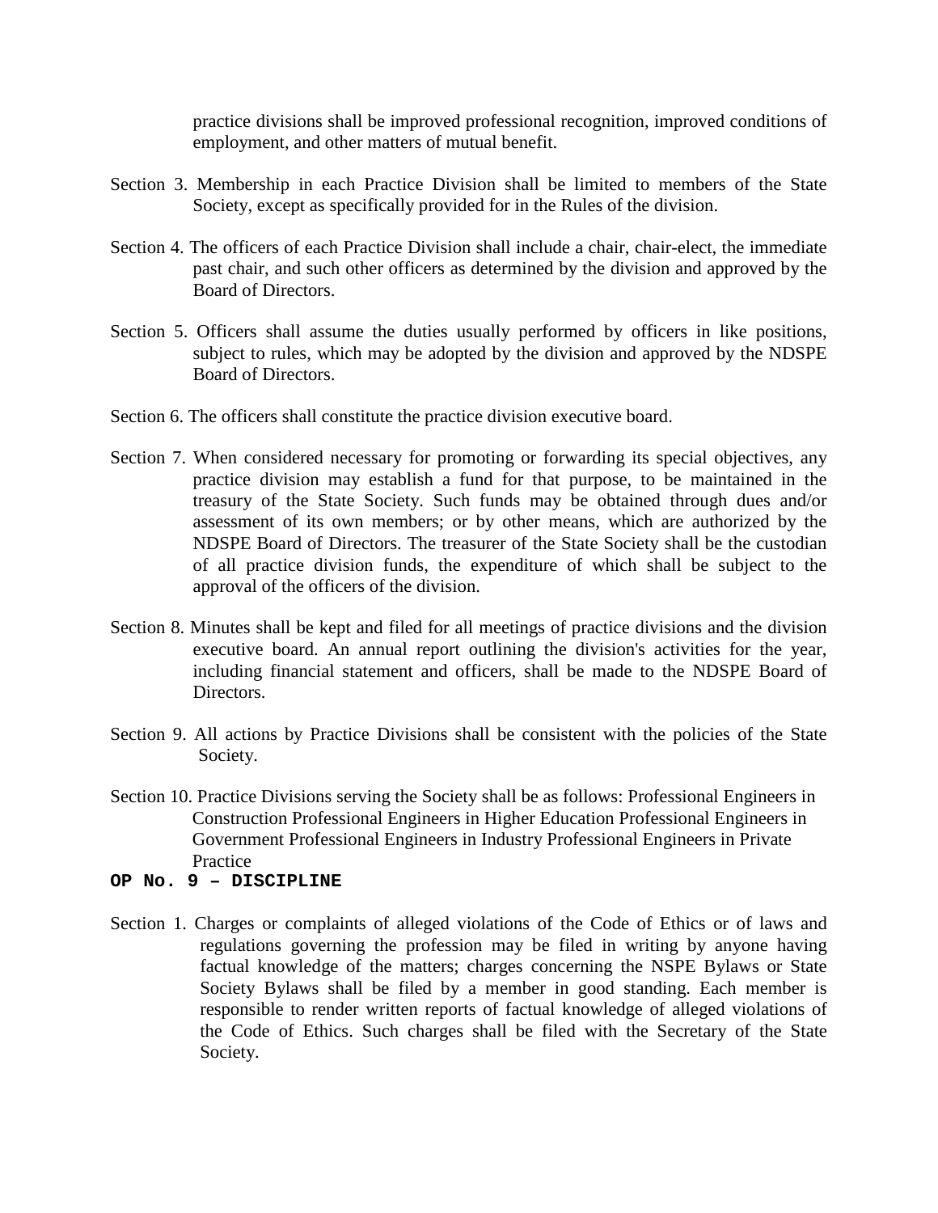practice divisions shall be improved professional recognition, improved conditions of employment, and other matters of mutual benefit.

Section 3. Membership in each Practice Division shall be limited to members of the State Society, except as specifically provided for in the Rules of the division.

Section 4. The officers of each Practice Division shall include a chair, chair-elect, the immediate past chair, and such other officers as determined by the division and approved by the Board of Directors.

Section 5. Officers shall assume the duties usually performed by officers in like positions, subject to rules, which may be adopted by the division and approved by the NDSPE Board of Directors.

Section 6. The officers shall constitute the practice division executive board.

Section 7. When considered necessary for promoting or forwarding its special objectives, any practice division may establish a fund for that purpose, to be maintained in the treasury of the State Society. Such funds may be obtained through dues and/or assessment of its own members; or by other means, which are authorized by the NDSPE Board of Directors. The treasurer of the State Society shall be the custodian of all practice division funds, the expenditure of which shall be subject to the approval of the officers of the division.

Section 8. Minutes shall be kept and filed for all meetings of practice divisions and the division executive board. An annual report outlining the division's activities for the year, including financial statement and officers, shall be made to the NDSPE Board of Directors.

Section 9. All actions by Practice Divisions shall be consistent with the policies of the State Society.

Section 10. Practice Divisions serving the Society shall be as follows: Professional Engineers in Construction Professional Engineers in Higher Education Professional Engineers in Government Professional Engineers in Industry Professional Engineers in Private Practice

**OP No. 9 – DISCIPLINE**

Section 1. Charges or complaints of alleged violations of the Code of Ethics or of laws and regulations governing the profession may be filed in writing by anyone having factual knowledge of the matters; charges concerning the NSPE Bylaws or State Society Bylaws shall be filed by a member in good standing. Each member is responsible to render written reports of factual knowledge of alleged violations of the Code of Ethics. Such charges shall be filed with the Secretary of the State Society.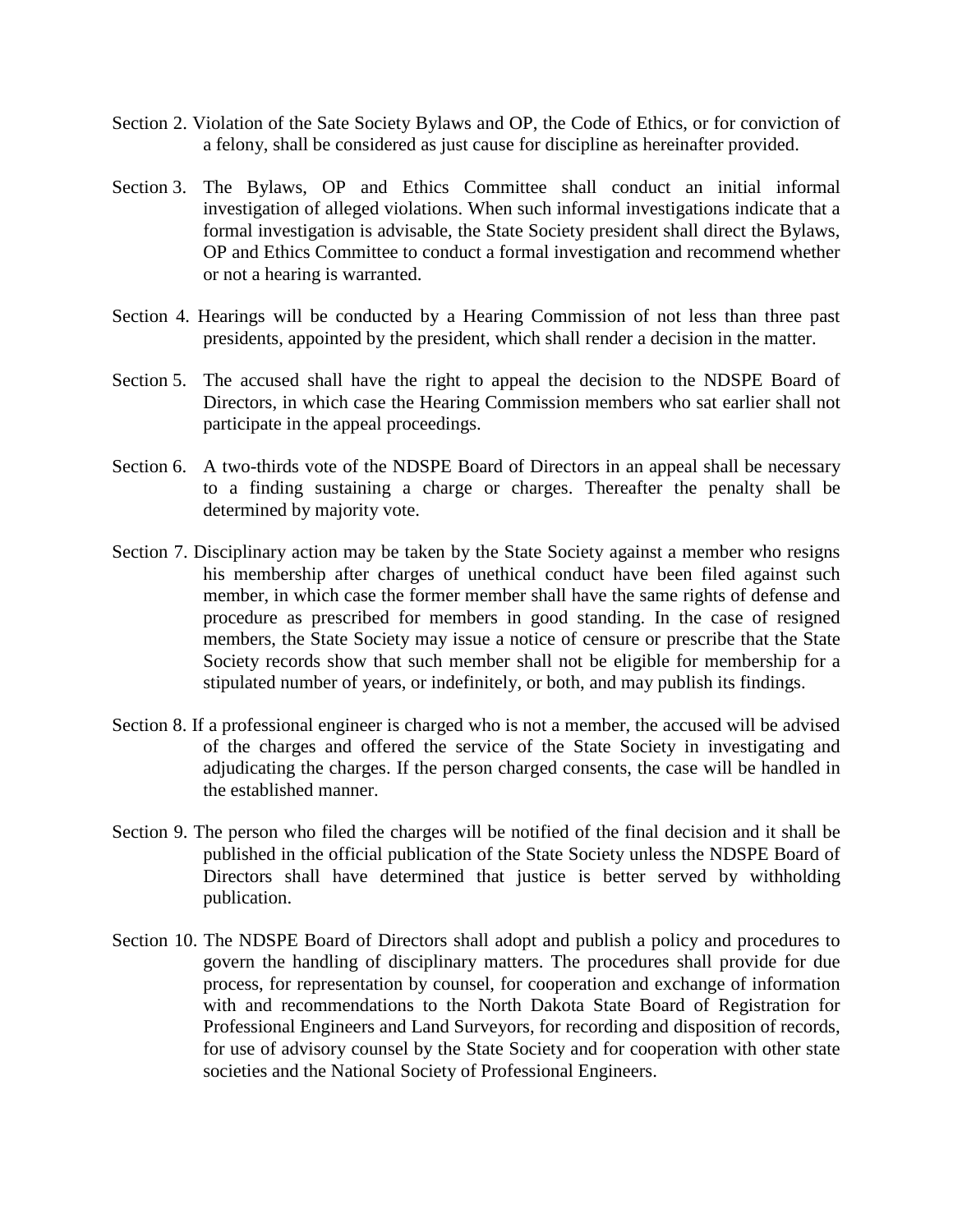Section 2. Violation of the Sate Society Bylaws and OP, the Code of Ethics, or for conviction of a felony, shall be considered as just cause for discipline as hereinafter provided.

Section 3. The Bylaws, OP and Ethics Committee shall conduct an initial informal investigation of alleged violations. When such informal investigations indicate that a formal investigation is advisable, the State Society president shall direct the Bylaws, OP and Ethics Committee to conduct a formal investigation and recommend whether or not a hearing is warranted.

Section 4. Hearings will be conducted by a Hearing Commission of not less than three past presidents, appointed by the president, which shall render a decision in the matter.

Section 5. The accused shall have the right to appeal the decision to the NDSPE Board of Directors, in which case the Hearing Commission members who sat earlier shall not participate in the appeal proceedings.

Section 6. A two-thirds vote of the NDSPE Board of Directors in an appeal shall be necessary to a finding sustaining a charge or charges. Thereafter the penalty shall be determined by majority vote.

Section 7. Disciplinary action may be taken by the State Society against a member who resigns his membership after charges of unethical conduct have been filed against such member, in which case the former member shall have the same rights of defense and procedure as prescribed for members in good standing. In the case of resigned members, the State Society may issue a notice of censure or prescribe that the State Society records show that such member shall not be eligible for membership for a stipulated number of years, or indefinitely, or both, and may publish its findings.

Section 8. If a professional engineer is charged who is not a member, the accused will be advised of the charges and offered the service of the State Society in investigating and adjudicating the charges. If the person charged consents, the case will be handled in the established manner.

Section 9. The person who filed the charges will be notified of the final decision and it shall be published in the official publication of the State Society unless the NDSPE Board of Directors shall have determined that justice is better served by withholding publication.

Section 10. The NDSPE Board of Directors shall adopt and publish a policy and procedures to govern the handling of disciplinary matters. The procedures shall provide for due process, for representation by counsel, for cooperation and exchange of information with and recommendations to the North Dakota State Board of Registration for Professional Engineers and Land Surveyors, for recording and disposition of records, for use of advisory counsel by the State Society and for cooperation with other state societies and the National Society of Professional Engineers.